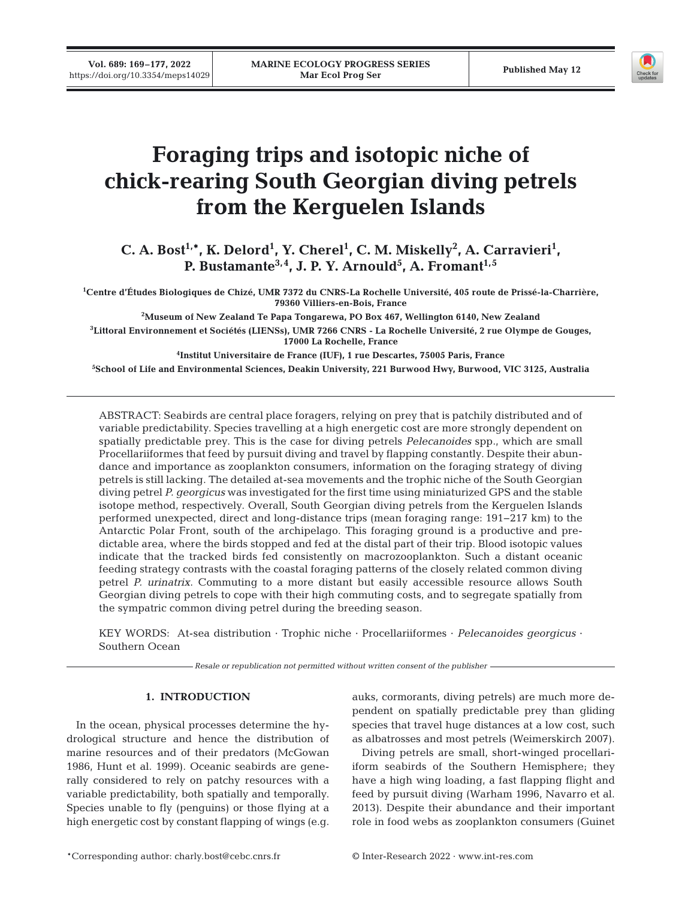# Foraging trips and isotopic niche of chick-rearing South Georgian diving petrels from the Kerguelen Islands

**C. A. Bost[1,*], K. Delord[1], Y. Cherel[1], C. M. Miskelly[2], A. Carravieri[1], P. Bustamante[3,4], J. P. Y. Arnould[5], A. Fromant[1,5]**

[1]Centre d'Études Biologiques de Chizé, UMR 7372 du CNRS-La Rochelle Université, 405 route de Prissé-la-Charrière, 79360 Villiers-en-Bois, France

[2]Museum of New Zealand Te Papa Tongarewa, PO Box 467, Wellington 6140, New Zealand

[3]Littoral Environnement et Sociétés (LIENSs), UMR 7266 CNRS - La Rochelle Université, 2 rue Olympe de Gouges, 17000 La Rochelle, France

[4]Institut Universitaire de France (IUF), 1 rue Descartes, 75005 Paris, France

[5]School of Life and Environmental Sciences, Deakin University, 221 Burwood Hwy, Burwood, VIC 3125, Australia

ABSTRACT: Seabirds are central place foragers, relying on prey that is patchily distributed and of variable predictability. Species travelling at a high energetic cost are more strongly dependent on spatially predictable prey. This is the case for diving petrels *Pelecanoides* spp., which are small Procellariiformes that feed by pursuit diving and travel by flapping constantly. Despite their abundance and importance as zooplankton consumers, information on the foraging strategy of diving petrels is still lacking. The detailed at-sea movements and the trophic niche of the South Georgian diving petrel *P. georgicus* was investigated for the first time using miniaturized GPS and the stable isotope method, respectively. Overall, South Georgian diving petrels from the Kerguelen Islands performed unexpected, direct and long-distance trips (mean foraging range: 191–217 km) to the Antarctic Polar Front, south of the archipelago. This foraging ground is a productive and predictable area, where the birds stopped and fed at the distal part of their trip. Blood isotopic values indicate that the tracked birds fed consistently on macrozooplankton. Such a distant oceanic feeding strategy contrasts with the coastal foraging patterns of the closely related common diving petrel *P. urinatrix*. Commuting to a more distant but easily accessible resource allows South Georgian diving petrels to cope with their high commuting costs, and to segregate spatially from the sympatric common diving petrel during the breeding season.

KEY WORDS: At-sea distribution · Trophic niche · Procellariiformes · *Pelecanoides georgicus* · Southern Ocean

*Resale or republication not permitted without written consent of the publisher*

## 1. INTRODUCTION

In the ocean, physical processes determine the hydrological structure and hence the distribution of marine resources and of their predators (McGowan 1986, Hunt et al. 1999). Oceanic seabirds are generally considered to rely on patchy resources with a variable predictability, both spatially and temporally. Species unable to fly (penguins) or those flying at a high energetic cost by constant flapping of wings (e.g. auks, cormorants, diving petrels) are much more dependent on spatially predictable prey than gliding species that travel huge distances at a low cost, such as albatrosses and most petrels (Weimerskirch 2007).

Diving petrels are small, short-winged procellariiform seabirds of the Southern Hemisphere; they have a high wing loading, a fast flapping flight and feed by pursuit diving (Warham 1996, Navarro et al. 2013). Despite their abundance and their important role in food webs as zooplankton consumers (Guinet

*Corresponding author: charly.bost@cebc.cnrs.fr

© Inter-Research 2022 · www.int-res.com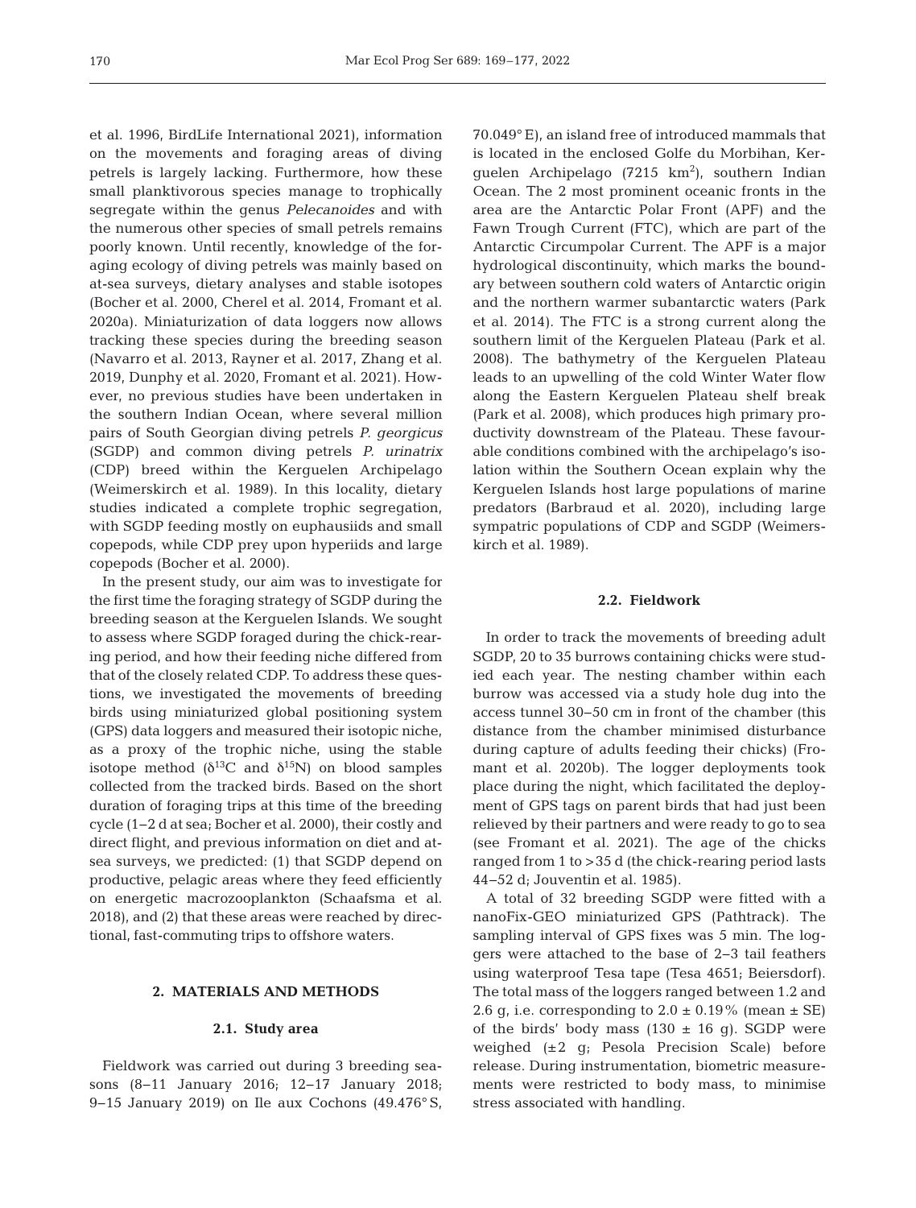et al. 1996, BirdLife International 2021), information on the movements and foraging areas of diving petrels is largely lacking. Furthermore, how these small planktivorous species manage to trophically segregate within the genus *Pelecanoides* and with the numerous other species of small petrels remains poorly known. Until recently, knowledge of the foraging ecology of diving petrels was mainly based on at-sea surveys, dietary analyses and stable isotopes (Bocher et al. 2000, Cherel et al. 2014, Fromant et al. 2020a). Miniaturization of data loggers now allows tracking these species during the breeding season (Navarro et al. 2013, Rayner et al. 2017, Zhang et al. 2019, Dunphy et al. 2020, Fromant et al. 2021). However, no previous studies have been undertaken in the southern Indian Ocean, where several million pairs of South Georgian diving petrels *P. georgicus* (SGDP) and common diving petrels *P. urinatrix* (CDP) breed within the Kerguelen Archipelago (Weimerskirch et al. 1989). In this locality, dietary studies indicated a complete trophic segregation, with SGDP feeding mostly on euphausiids and small copepods, while CDP prey upon hyperiids and large copepods (Bocher et al. 2000).

In the present study, our aim was to investigate for the first time the foraging strategy of SGDP during the breeding season at the Kerguelen Islands. We sought to assess where SGDP foraged during the chick-rearing period, and how their feeding niche differed from that of the closely related CDP. To address these questions, we investigated the movements of breeding birds using miniaturized global positioning system (GPS) data loggers and measured their isotopic niche, as a proxy of the trophic niche, using the stable isotope method ($\delta^{13}C$ and $\delta^{15}N$) on blood samples collected from the tracked birds. Based on the short duration of foraging trips at this time of the breeding cycle (1–2 d at sea; Bocher et al. 2000), their costly and direct flight, and previous information on diet and at-sea surveys, we predicted: (1) that SGDP depend on productive, pelagic areas where they feed efficiently on energetic macrozooplankton (Schaafsma et al. 2018), and (2) that these areas were reached by directional, fast-commuting trips to offshore waters.

## 2. MATERIALS AND METHODS

### 2.1. Study area

Fieldwork was carried out during 3 breeding seasons (8–11 January 2016; 12–17 January 2018; 9–15 January 2019) on Ile aux Cochons (49.476° S, 70.049° E), an island free of introduced mammals that is located in the enclosed Golfe du Morbihan, Kerguelen Archipelago (7215 km$^2$), southern Indian Ocean. The 2 most prominent oceanic fronts in the area are the Antarctic Polar Front (APF) and the Fawn Trough Current (FTC), which are part of the Antarctic Circumpolar Current. The APF is a major hydrological discontinuity, which marks the boundary between southern cold waters of Antarctic origin and the northern warmer subantarctic waters (Park et al. 2014). The FTC is a strong current along the southern limit of the Kerguelen Plateau (Park et al. 2008). The bathymetry of the Kerguelen Plateau leads to an upwelling of the cold Winter Water flow along the Eastern Kerguelen Plateau shelf break (Park et al. 2008), which produces high primary productivity downstream of the Plateau. These favourable conditions combined with the archipelago's isolation within the Southern Ocean explain why the Kerguelen Islands host large populations of marine predators (Barbraud et al. 2020), including large sympatric populations of CDP and SGDP (Weimerskirch et al. 1989).

### 2.2. Fieldwork

In order to track the movements of breeding adult SGDP, 20 to 35 burrows containing chicks were studied each year. The nesting chamber within each burrow was accessed via a study hole dug into the access tunnel 30–50 cm in front of the chamber (this distance from the chamber minimised disturbance during capture of adults feeding their chicks) (Fromant et al. 2020b). The logger deployments took place during the night, which facilitated the deployment of GPS tags on parent birds that had just been relieved by their partners and were ready to go to sea (see Fromant et al. 2021). The age of the chicks ranged from 1 to >35 d (the chick-rearing period lasts 44–52 d; Jouventin et al. 1985).

A total of 32 breeding SGDP were fitted with a nanoFix-GEO miniaturized GPS (Pathtrack). The sampling interval of GPS fixes was 5 min. The loggers were attached to the base of 2–3 tail feathers using waterproof Tesa tape (Tesa 4651; Beiersdorf). The total mass of the loggers ranged between 1.2 and 2.6 g, i.e. corresponding to 2.0 ± 0.19% (mean ± SE) of the birds' body mass (130 ± 16 g). SGDP were weighed (±2 g; Pesola Precision Scale) before release. During instrumentation, biometric measurements were restricted to body mass, to minimise stress associated with handling.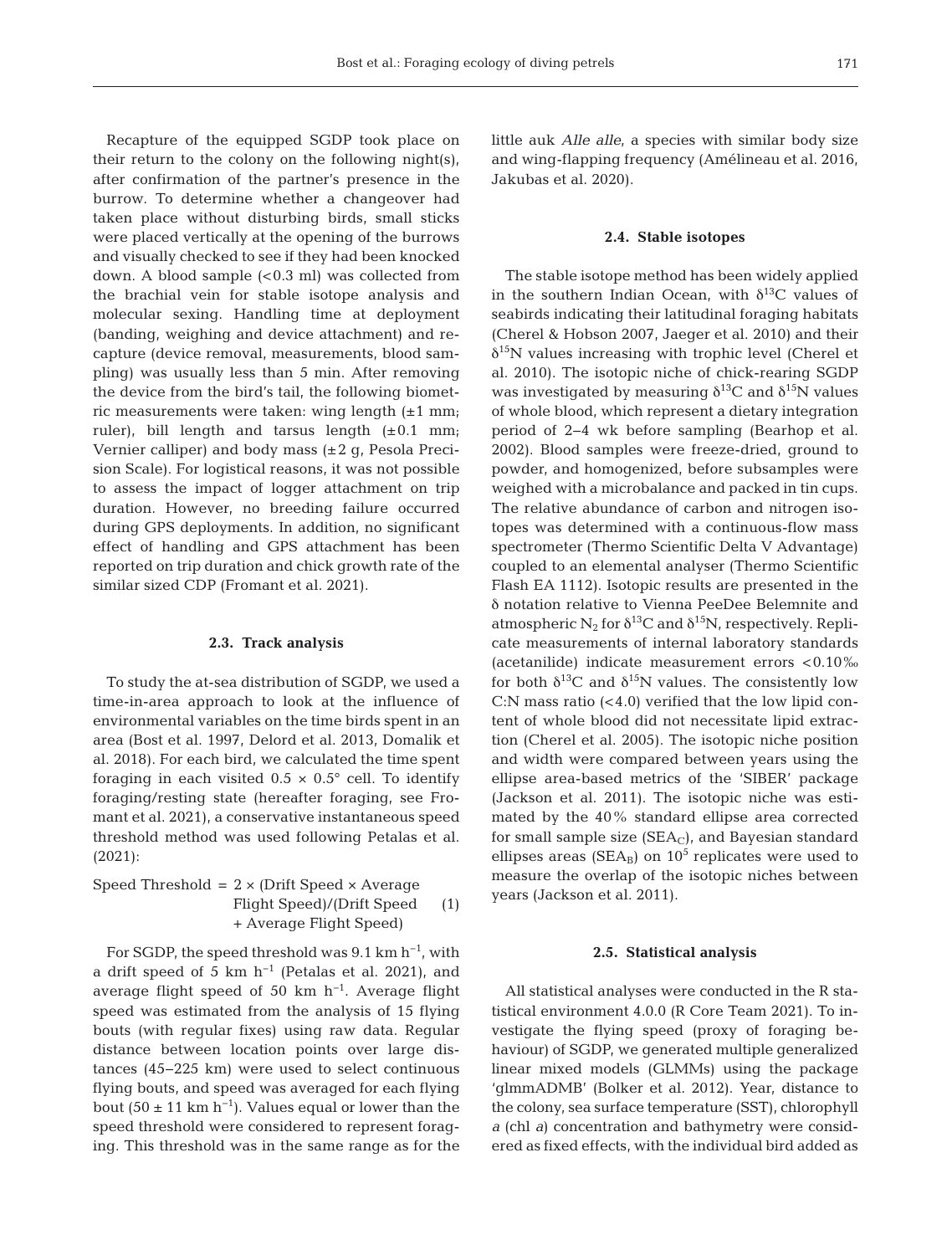Recapture of the equipped SGDP took place on their return to the colony on the following night(s), after confirmation of the partner's presence in the burrow. To determine whether a changeover had taken place without disturbing birds, small sticks were placed vertically at the opening of the burrows and visually checked to see if they had been knocked down. A blood sample (<0.3 ml) was collected from the brachial vein for stable isotope analysis and molecular sexing. Handling time at deployment (banding, weighing and device attachment) and recapture (device removal, measurements, blood sampling) was usually less than 5 min. After removing the device from the bird's tail, the following biometric measurements were taken: wing length (±1 mm; ruler), bill length and tarsus length (±0.1 mm; Vernier calliper) and body mass (±2 g, Pesola Precision Scale). For logistical reasons, it was not possible to assess the impact of logger attachment on trip duration. However, no breeding failure occurred during GPS deployments. In addition, no significant effect of handling and GPS attachment has been reported on trip duration and chick growth rate of the similar sized CDP (Fromant et al. 2021).

### 2.3. Track analysis

To study the at-sea distribution of SGDP, we used a time-in-area approach to look at the influence of environmental variables on the time birds spent in an area (Bost et al. 1997, Delord et al. 2013, Domalik et al. 2018). For each bird, we calculated the time spent foraging in each visited 0.5 × 0.5° cell. To identify foraging/resting state (hereafter foraging, see Fromant et al. 2021), a conservative instantaneous speed threshold method was used following Petalas et al. (2021):

$$\text{Speed Threshold} = 2 \times (\text{Drift Speed} \times \text{Average Flight Speed})/(\text{Drift Speed} + \text{Average Flight Speed}) \quad (1)$$

For SGDP, the speed threshold was 9.1 km $h^{-1}$, with a drift speed of 5 km $h^{-1}$ (Petalas et al. 2021), and average flight speed of 50 km $h^{-1}$. Average flight speed was estimated from the analysis of 15 flying bouts (with regular fixes) using raw data. Regular distance between location points over large distances (45–225 km) were used to select continuous flying bouts, and speed was averaged for each flying bout (50 ± 11 km $h^{-1}$). Values equal or lower than the speed threshold were considered to represent foraging. This threshold was in the same range as for the little auk *Alle alle*, a species with similar body size and wing-flapping frequency (Amélineau et al. 2016, Jakubas et al. 2020).

### 2.4. Stable isotopes

The stable isotope method has been widely applied in the southern Indian Ocean, with $\delta^{13}C$ values of seabirds indicating their latitudinal foraging habitats (Cherel & Hobson 2007, Jaeger et al. 2010) and their $\delta^{15}N$ values increasing with trophic level (Cherel et al. 2010). The isotopic niche of chick-rearing SGDP was investigated by measuring $\delta^{13}C$ and $\delta^{15}N$ values of whole blood, which represent a dietary integration period of 2–4 wk before sampling (Bearhop et al. 2002). Blood samples were freeze-dried, ground to powder, and homogenized, before subsamples were weighed with a microbalance and packed in tin cups. The relative abundance of carbon and nitrogen isotopes was determined with a continuous-flow mass spectrometer (Thermo Scientific Delta V Advantage) coupled to an elemental analyser (Thermo Scientific Flash EA 1112). Isotopic results are presented in the δ notation relative to Vienna PeeDee Belemnite and atmospheric $N_2$ for $\delta^{13}C$ and $\delta^{15}N$, respectively. Replicate measurements of internal laboratory standards (acetanilide) indicate measurement errors <0.10‰ for both $\delta^{13}C$ and $\delta^{15}N$ values. The consistently low C:N mass ratio (<4.0) verified that the low lipid content of whole blood did not necessitate lipid extraction (Cherel et al. 2005). The isotopic niche position and width were compared between years using the ellipse area-based metrics of the 'SIBER' package (Jackson et al. 2011). The isotopic niche was estimated by the 40% standard ellipse area corrected for small sample size ($SEA_C$), and Bayesian standard ellipses areas ($SEA_B$) on $10^5$ replicates were used to measure the overlap of the isotopic niches between years (Jackson et al. 2011).

### 2.5. Statistical analysis

All statistical analyses were conducted in the R statistical environment 4.0.0 (R Core Team 2021). To investigate the flying speed (proxy of foraging behaviour) of SGDP, we generated multiple generalized linear mixed models (GLMMs) using the package 'glmmADMB' (Bolker et al. 2012). Year, distance to the colony, sea surface temperature (SST), chlorophyll *a* (chl *a*) concentration and bathymetry were considered as fixed effects, with the individual bird added as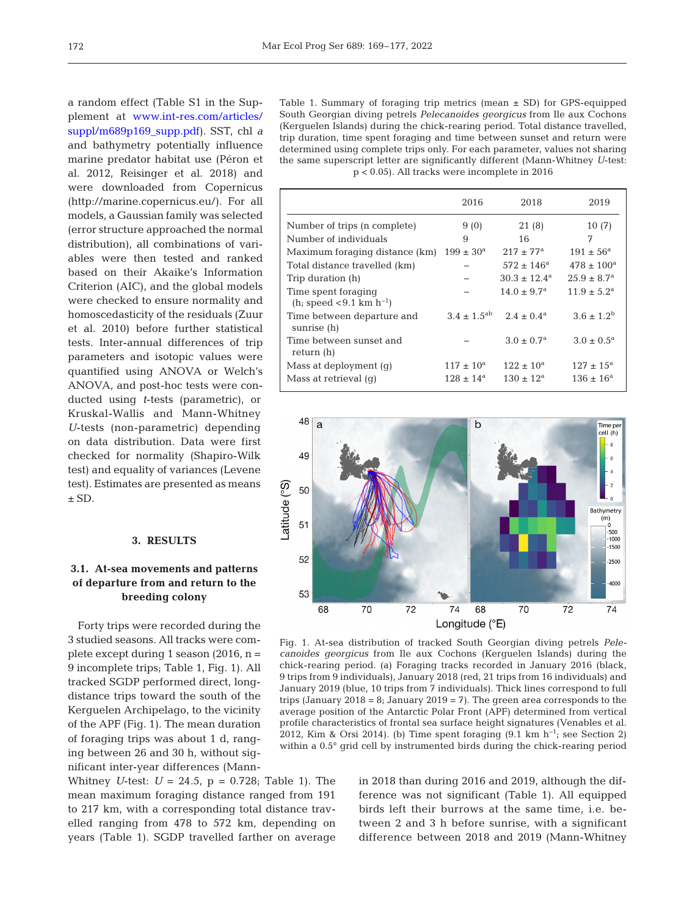a random effect (Table S1 in the Supplement at www.int-res.com/articles/suppl/m689p169_supp.pdf). SST, chl *a* and bathymetry potentially influence marine predator habitat use (Péron et al. 2012, Reisinger et al. 2018) and were downloaded from Copernicus (http://marine.copernicus.eu/). For all models, a Gaussian family was selected (error structure approached the normal distribution), all combinations of variables were then tested and ranked based on their Akaike's Information Criterion (AIC), and the global models were checked to ensure normality and homoscedasticity of the residuals (Zuur et al. 2010) before further statistical tests. Inter-annual differences of trip parameters and isotopic values were quantified using ANOVA or Welch's ANOVA, and post-hoc tests were conducted using *t*-tests (parametric), or Kruskal-Wallis and Mann-Whitney *U*-tests (non-parametric) depending on data distribution. Data were first checked for normality (Shapiro-Wilk test) and equality of variances (Levene test). Estimates are presented as means ± SD.

## 3. RESULTS

### 3.1. At-sea movements and patterns of departure from and return to the breeding colony

Forty trips were recorded during the 3 studied seasons. All tracks were complete except during 1 season (2016, n = 9 incomplete trips; Table 1, Fig. 1). All tracked SGDP performed direct, long-distance trips toward the south of the Kerguelen Archipelago, to the vicinity of the APF (Fig. 1). The mean duration of foraging trips was about 1 d, ranging between 26 and 30 h, without significant inter-year differences (Mann-Whitney *U*-test: $U$ = 24.5, p = 0.728; Table 1). The mean maximum foraging distance ranged from 191 to 217 km, with a corresponding total distance travelled ranging from 478 to 572 km, depending on years (Table 1). SGDP travelled farther on average in 2018 than during 2016 and 2019, although the difference was not significant (Table 1). All equipped birds left their burrows at the same time, i.e. between 2 and 3 h before sunrise, with a significant difference between 2018 and 2019 (Mann-Whitney

Table 1. Summary of foraging trip metrics (mean ± SD) for GPS-equipped South Georgian diving petrels *Pelecanoides georgicus* from Ile aux Cochons (Kerguelen Islands) during the chick-rearing period. Total distance travelled, trip duration, time spent foraging and time between sunset and return were determined using complete trips only. For each parameter, values not sharing the same superscript letter are significantly different (Mann-Whitney *U*-test: p < 0.05). All tracks were incomplete in 2016

| | 2016 | 2018 | 2019 |
|---|---|---|---|
| Number of trips (n complete) | 9 (0) | 21 (8) | 10 (7) |
| Number of individuals | 9 | 16 | 7 |
| Maximum foraging distance (km) | 199 ± 30[a] | 217 ± 77[a] | 191 ± 56[a] |
| Total distance travelled (km) | – | 572 ± 146[a] | 478 ± 100[a] |
| Trip duration (h) | – | 30.3 ± 12.4[a] | 25.9 ± 8.7[a] |
| Time spent foraging (h; speed <9.1 km h$^{-1}$) | – | 14.0 ± 9.7[a] | 11.9 ± 5.2[a] |
| Time between departure and sunrise (h) | 3.4 ± 1.5[ab] | 2.4 ± 0.4[a] | 3.6 ± 1.2[b] |
| Time between sunset and return (h) | – | 3.0 ± 0.7[a] | 3.0 ± 0.5[a] |
| Mass at deployment (g) | 117 ± 10[a] | 122 ± 10[a] | 127 ± 15[a] |
| Mass at retrieval (g) | 128 ± 14[a] | 130 ± 12[a] | 136 ± 16[a] |

Fig. 1. At-sea distribution of tracked South Georgian diving petrels *Pelecanoides georgicus* from Ile aux Cochons (Kerguelen Islands) during the chick-rearing period. (a) Foraging tracks recorded in January 2016 (black, 9 trips from 9 individuals), January 2018 (red, 21 trips from 16 individuals) and January 2019 (blue, 10 trips from 7 individuals). Thick lines correspond to full trips (January 2018 = 8; January 2019 = 7). The green area corresponds to the average position of the Antarctic Polar Front (APF) determined from vertical profile characteristics of frontal sea surface height signatures (Venables et al. 2012, Kim & Orsi 2014). (b) Time spent foraging (9.1 km h$^{-1}$; see Section 2) within a 0.5° grid cell by instrumented birds during the chick-rearing period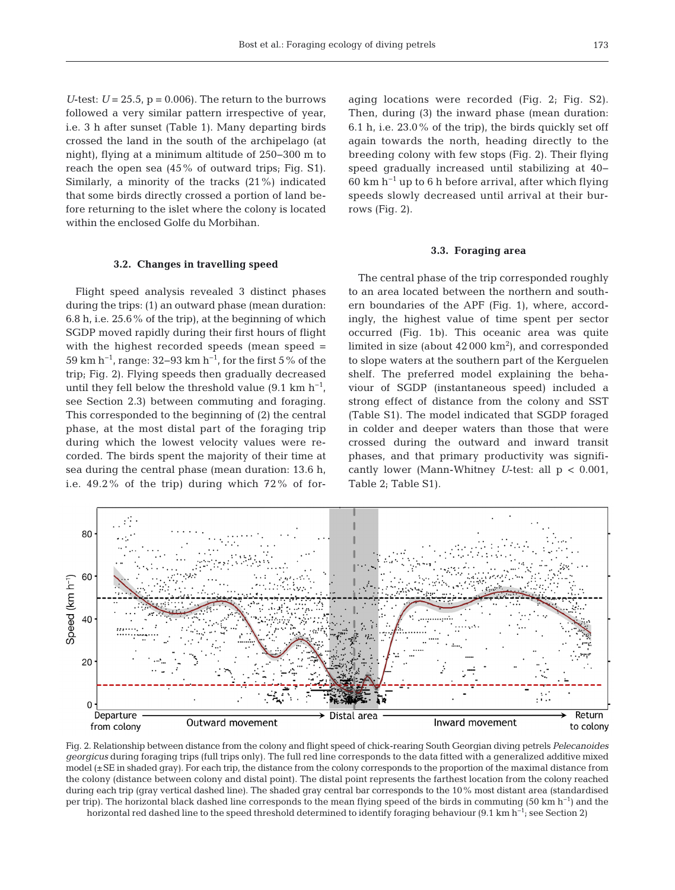*U*-test: $U = 25.5$, $p = 0.006$). The return to the burrows followed a very similar pattern irrespective of year, i.e. 3 h after sunset (Table 1). Many departing birds crossed the land in the south of the archipelago (at night), flying at a minimum altitude of 250–300 m to reach the open sea (45% of outward trips; Fig. S1). Similarly, a minority of the tracks (21%) indicated that some birds directly crossed a portion of land before returning to the islet where the colony is located within the enclosed Golfe du Morbihan.

### 3.2. Changes in travelling speed

Flight speed analysis revealed 3 distinct phases during the trips: (1) an outward phase (mean duration: 6.8 h, i.e. 25.6% of the trip), at the beginning of which SGDP moved rapidly during their first hours of flight with the highest recorded speeds (mean speed = 59 km $h^{-1}$, range: 32–93 km $h^{-1}$, for the first 5% of the trip; Fig. 2). Flying speeds then gradually decreased until they fell below the threshold value (9.1 km $h^{-1}$, see Section 2.3) between commuting and foraging. This corresponded to the beginning of (2) the central phase, at the most distal part of the foraging trip during which the lowest velocity values were recorded. The birds spent the majority of their time at sea during the central phase (mean duration: 13.6 h, i.e. 49.2% of the trip) during which 72% of foraging locations were recorded (Fig. 2; Fig. S2). Then, during (3) the inward phase (mean duration: 6.1 h, i.e. 23.0% of the trip), the birds quickly set off again towards the north, heading directly to the breeding colony with few stops (Fig. 2). Their flying speed gradually increased until stabilizing at 40–60 km $h^{-1}$ up to 6 h before arrival, after which flying speeds slowly decreased until arrival at their burrows (Fig. 2).

### 3.3. Foraging area

The central phase of the trip corresponded roughly to an area located between the northern and southern boundaries of the APF (Fig. 1), where, accordingly, the highest value of time spent per sector occurred (Fig. 1b). This oceanic area was quite limited in size (about 42 000 $km^2$), and corresponded to slope waters at the southern part of the Kerguelen shelf. The preferred model explaining the behaviour of SGDP (instantaneous speed) included a strong effect of distance from the colony and SST (Table S1). The model indicated that SGDP foraged in colder and deeper waters than those that were crossed during the outward and inward transit phases, and that primary productivity was significantly lower (Mann-Whitney *U*-test: all $p < 0.001$, Table 2; Table S1).

Fig. 2. Relationship between distance from the colony and flight speed of chick-rearing South Georgian diving petrels *Pelecanoides georgicus* during foraging trips (full trips only). The full red line corresponds to the data fitted with a generalized additive mixed model (±SE in shaded gray). For each trip, the distance from the colony corresponds to the proportion of the maximal distance from the colony (distance between colony and distal point). The distal point represents the farthest location from the colony reached during each trip (gray vertical dashed line). The shaded gray central bar corresponds to the 10% most distant area (standardised per trip). The horizontal black dashed line corresponds to the mean flying speed of the birds in commuting (50 km $h^{-1}$) and the horizontal red dashed line to the speed threshold determined to identify foraging behaviour (9.1 km $h^{-1}$; see Section 2)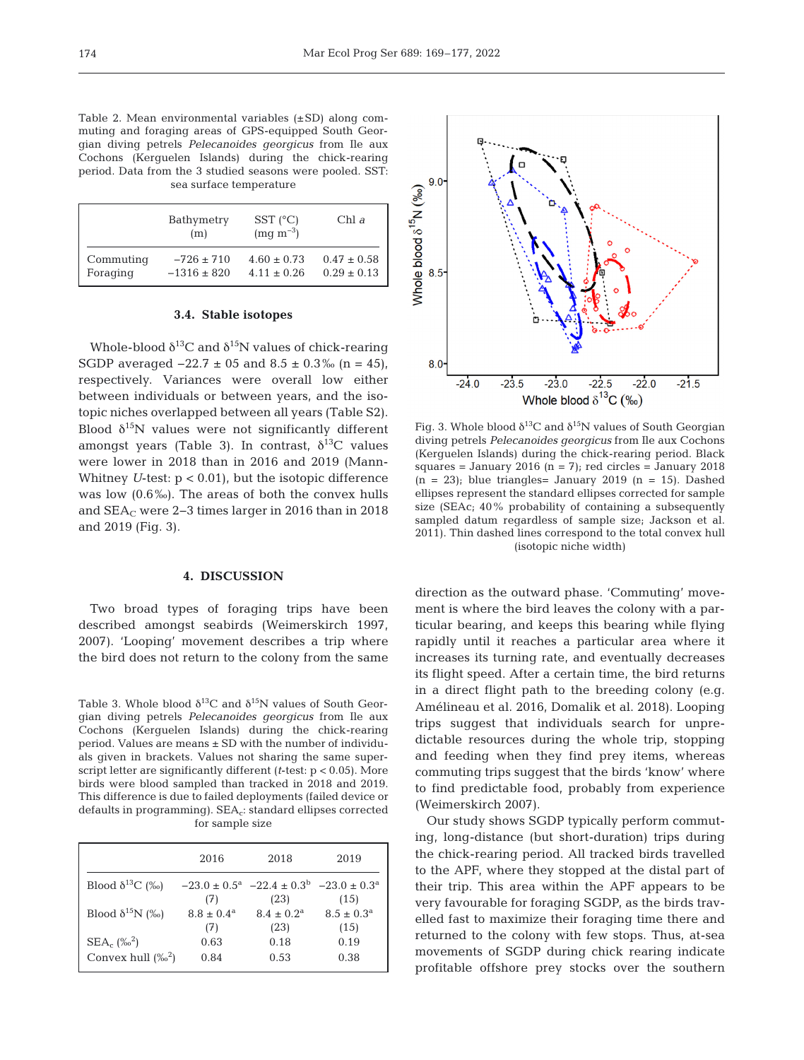Table 2. Mean environmental variables (±SD) along commuting and foraging areas of GPS-equipped South Georgian diving petrels *Pelecanoides georgicus* from Ile aux Cochons (Kerguelen Islands) during the chick-rearing period. Data from the 3 studied seasons were pooled. SST: sea surface temperature

| | Bathymetry (m) | SST (°C) (mg $m^{-3}$) | Chl *a* |
|---|---|---|---|
| Commuting | −726 ± 710 | 4.60 ± 0.73 | 0.47 ± 0.58 |
| Foraging | −1316 ± 820 | 4.11 ± 0.26 | 0.29 ± 0.13 |

### 3.4. Stable isotopes

Whole-blood $\delta^{13}C$ and $\delta^{15}N$ values of chick-rearing SGDP averaged −22.7 ± 05 and 8.5 ± 0.3‰ (n = 45), respectively. Variances were overall low either between individuals or between years, and the isotopic niches overlapped between all years (Table S2). Blood $\delta^{15}N$ values were not significantly different amongst years (Table 3). In contrast, $\delta^{13}C$ values were lower in 2018 than in 2016 and 2019 (Mann-Whitney *U*-test: $p < 0.01$), but the isotopic difference was low (0.6‰). The areas of both the convex hulls and $SEA_C$ were 2–3 times larger in 2016 than in 2018 and 2019 (Fig. 3).

Fig. 3. Whole blood $\delta^{13}C$ and $\delta^{15}N$ values of South Georgian diving petrels *Pelecanoides georgicus* from Ile aux Cochons (Kerguelen Islands) during the chick-rearing period. Black squares = January 2016 (n = 7); red circles = January 2018 (n = 23); blue triangles= January 2019 (n = 15). Dashed ellipses represent the standard ellipses corrected for sample size (SEAc; 40% probability of containing a subsequently sampled datum regardless of sample size; Jackson et al. 2011). Thin dashed lines correspond to the total convex hull (isotopic niche width)

## 4. DISCUSSION

Two broad types of foraging trips have been described amongst seabirds (Weimerskirch 1997, 2007). 'Looping' movement describes a trip where the bird does not return to the colony from the same direction as the outward phase. 'Commuting' movement is where the bird leaves the colony with a particular bearing, and keeps this bearing while flying rapidly until it reaches a particular area where it increases its turning rate, and eventually decreases its flight speed. After a certain time, the bird returns in a direct flight path to the breeding colony (e.g. Amélineau et al. 2016, Domalik et al. 2018). Looping trips suggest that individuals search for unpredictable resources during the whole trip, stopping and feeding when they find prey items, whereas commuting trips suggest that the birds 'know' where to find predictable food, probably from experience (Weimerskirch 2007).

Table 3. Whole blood $\delta^{13}C$ and $\delta^{15}N$ values of South Georgian diving petrels *Pelecanoides georgicus* from Ile aux Cochons (Kerguelen Islands) during the chick-rearing period. Values are means ± SD with the number of individuals given in brackets. Values not sharing the same superscript letter are significantly different (*t*-test: $p < 0.05$). More birds were blood sampled than tracked in 2018 and 2019. This difference is due to failed deployments (failed device or defaults in programming). $SEA_c$: standard ellipses corrected for sample size

| | 2016 | 2018 | 2019 |
|---|---|---|---|
| Blood $\delta^{13}C$ (‰) | $-23.0 \pm 0.5^a$ (7) | $-22.4 \pm 0.3^b$ (23) | $-23.0 \pm 0.3^a$ (15) |
| Blood $\delta^{15}N$ (‰) | $8.8 \pm 0.4^a$ (7) | $8.4 \pm 0.2^a$ (23) | $8.5 \pm 0.3^a$ (15) |
| $SEA_c$ (‰$^2$) | 0.63 | 0.18 | 0.19 |
| Convex hull (‰$^2$) | 0.84 | 0.53 | 0.38 |

Our study shows SGDP typically perform commuting, long-distance (but short-duration) trips during the chick-rearing period. All tracked birds travelled to the APF, where they stopped at the distal part of their trip. This area within the APF appears to be very favourable for foraging SGDP, as the birds travelled fast to maximize their foraging time there and returned to the colony with few stops. Thus, at-sea movements of SGDP during chick rearing indicate profitable offshore prey stocks over the southern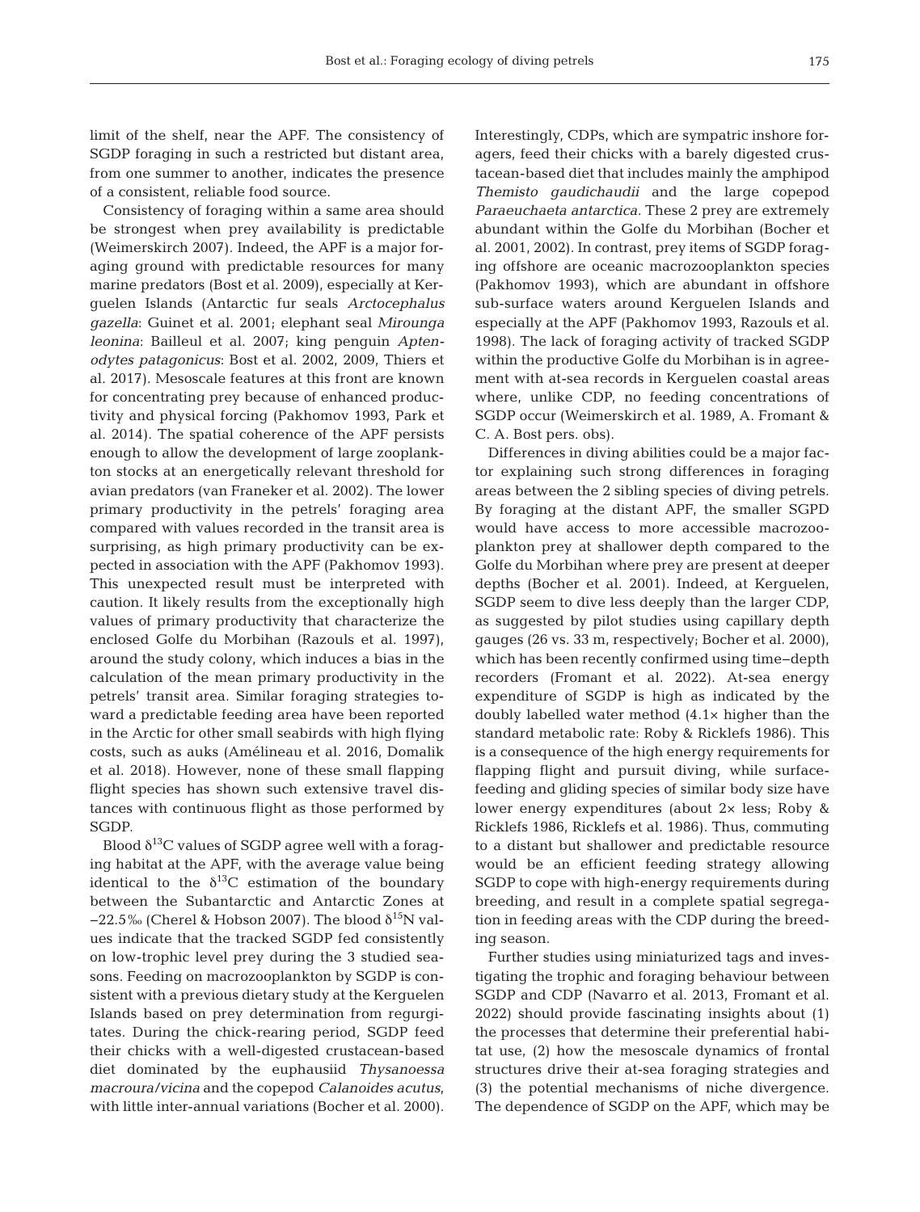limit of the shelf, near the APF. The consistency of SGDP foraging in such a restricted but distant area, from one summer to another, indicates the presence of a consistent, reliable food source.

Consistency of foraging within a same area should be strongest when prey availability is predictable (Weimerskirch 2007). Indeed, the APF is a major foraging ground with predictable resources for many marine predators (Bost et al. 2009), especially at Kerguelen Islands (Antarctic fur seals *Arctocephalus gazella*: Guinet et al. 2001; elephant seal *Mirounga leonina*: Bailleul et al. 2007; king penguin *Aptenodytes patagonicus*: Bost et al. 2002, 2009, Thiers et al. 2017). Mesoscale features at this front are known for concentrating prey because of enhanced productivity and physical forcing (Pakhomov 1993, Park et al. 2014). The spatial coherence of the APF persists enough to allow the development of large zooplankton stocks at an energetically relevant threshold for avian predators (van Franeker et al. 2002). The lower primary productivity in the petrels' foraging area compared with values recorded in the transit area is surprising, as high primary productivity can be expected in association with the APF (Pakhomov 1993). This unexpected result must be interpreted with caution. It likely results from the exceptionally high values of primary productivity that characterize the enclosed Golfe du Morbihan (Razouls et al. 1997), around the study colony, which induces a bias in the calculation of the mean primary productivity in the petrels' transit area. Similar foraging strategies toward a predictable feeding area have been reported in the Arctic for other small seabirds with high flying costs, such as auks (Amélineau et al. 2016, Domalik et al. 2018). However, none of these small flapping flight species has shown such extensive travel distances with continuous flight as those performed by SGDP.

Blood $\delta^{13}C$ values of SGDP agree well with a foraging habitat at the APF, with the average value being identical to the $\delta^{13}C$ estimation of the boundary between the Subantarctic and Antarctic Zones at −22.5‰ (Cherel & Hobson 2007). The blood $\delta^{15}N$ values indicate that the tracked SGDP fed consistently on low-trophic level prey during the 3 studied seasons. Feeding on macrozooplankton by SGDP is consistent with a previous dietary study at the Kerguelen Islands based on prey determination from regurgitates. During the chick-rearing period, SGDP feed their chicks with a well-digested crustacean-based diet dominated by the euphausiid *Thysanoessa macroura/vicina* and the copepod *Calanoides acutus*, with little inter-annual variations (Bocher et al. 2000). Interestingly, CDPs, which are sympatric inshore foragers, feed their chicks with a barely digested crustacean-based diet that includes mainly the amphipod *Themisto gaudichaudii* and the large copepod *Paraeuchaeta antarctica.* These 2 prey are extremely abundant within the Golfe du Morbihan (Bocher et al. 2001, 2002). In contrast, prey items of SGDP foraging offshore are oceanic macrozooplankton species (Pakhomov 1993), which are abundant in offshore sub-surface waters around Kerguelen Islands and especially at the APF (Pakhomov 1993, Razouls et al. 1998). The lack of foraging activity of tracked SGDP within the productive Golfe du Morbihan is in agreement with at-sea records in Kerguelen coastal areas where, unlike CDP, no feeding concentrations of SGDP occur (Weimerskirch et al. 1989, A. Fromant & C. A. Bost pers. obs).

Differences in diving abilities could be a major factor explaining such strong differences in foraging areas between the 2 sibling species of diving petrels. By foraging at the distant APF, the smaller SGPD would have access to more accessible macrozooplankton prey at shallower depth compared to the Golfe du Morbihan where prey are present at deeper depths (Bocher et al. 2001). Indeed, at Kerguelen, SGDP seem to dive less deeply than the larger CDP, as suggested by pilot studies using capillary depth gauges (26 vs. 33 m, respectively; Bocher et al. 2000), which has been recently confirmed using time–depth recorders (Fromant et al. 2022). At-sea energy expenditure of SGDP is high as indicated by the doubly labelled water method (4.1× higher than the standard metabolic rate: Roby & Ricklefs 1986). This is a consequence of the high energy requirements for flapping flight and pursuit diving, while surface-feeding and gliding species of similar body size have lower energy expenditures (about 2× less; Roby & Ricklefs 1986, Ricklefs et al. 1986). Thus, commuting to a distant but shallower and predictable resource would be an efficient feeding strategy allowing SGDP to cope with high-energy requirements during breeding, and result in a complete spatial segregation in feeding areas with the CDP during the breeding season.

Further studies using miniaturized tags and investigating the trophic and foraging behaviour between SGDP and CDP (Navarro et al. 2013, Fromant et al. 2022) should provide fascinating insights about (1) the processes that determine their preferential habitat use, (2) how the mesoscale dynamics of frontal structures drive their at-sea foraging strategies and (3) the potential mechanisms of niche divergence. The dependence of SGDP on the APF, which may be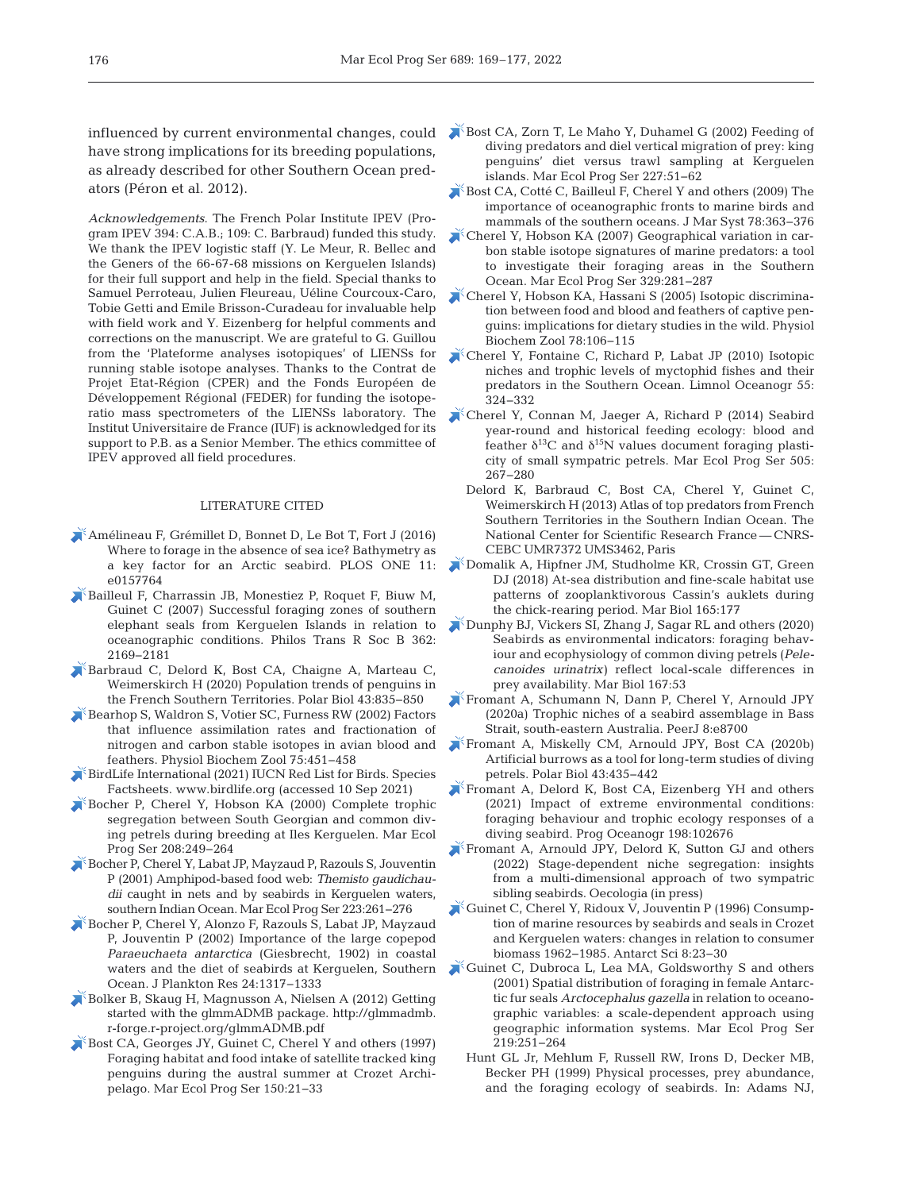influenced by current environmental changes, could have strong implications for its breeding populations, as already described for other Southern Ocean predators (Péron et al. 2012).

*Acknowledgements*. The French Polar Institute IPEV (Program IPEV 394: C.A.B.; 109: C. Barbraud) funded this study. We thank the IPEV logistic staff (Y. Le Meur, R. Bellec and the Geners of the 66-67-68 missions on Kerguelen Islands) for their full support and help in the field. Special thanks to Samuel Perroteau, Julien Fleureau, Uéline Courcoux-Caro, Tobie Getti and Emile Brisson-Curadeau for invaluable help with field work and Y. Eizenberg for helpful comments and corrections on the manuscript. We are grateful to G. Guillou from the 'Plateforme analyses isotopiques' of LIENSs for running stable isotope analyses. Thanks to the Contrat de Projet Etat-Région (CPER) and the Fonds Européen de Développement Régional (FEDER) for funding the isotope-ratio mass spectrometers of the LIENSs laboratory. The Institut Universitaire de France (IUF) is acknowledged for its support to P.B. as a Senior Member. The ethics committee of IPEV approved all field procedures.

## LITERATURE CITED

- Amélineau F, Grémillet D, Bonnet D, Le Bot T, Fort J (2016) Where to forage in the absence of sea ice? Bathymetry as a key factor for an Arctic seabird. PLOS ONE 11: e0157764
- Bailleul F, Charrassin JB, Monestiez P, Roquet F, Biuw M, Guinet C (2007) Successful foraging zones of southern elephant seals from Kerguelen Islands in relation to oceanographic conditions. Philos Trans R Soc B 362: 2169−2181
- Barbraud C, Delord K, Bost CA, Chaigne A, Marteau C, Weimerskirch H (2020) Population trends of penguins in the French Southern Territories. Polar Biol 43:835−850
- Bearhop S, Waldron S, Votier SC, Furness RW (2002) Factors that influence assimilation rates and fractionation of nitrogen and carbon stable isotopes in avian blood and feathers. Physiol Biochem Zool 75:451−458
- BirdLife International (2021) IUCN Red List for Birds. Species Factsheets. www.birdlife.org (accessed 10 Sep 2021)
- Bocher P, Cherel Y, Hobson KA (2000) Complete trophic segregation between South Georgian and common diving petrels during breeding at Iles Kerguelen. Mar Ecol Prog Ser 208:249−264
- Bocher P, Cherel Y, Labat JP, Mayzaud P, Razouls S, Jouventin P (2001) Amphipod-based food web: *Themisto gaudichaudii* caught in nets and by seabirds in Kerguelen waters, southern Indian Ocean. Mar Ecol Prog Ser 223:261−276
- Bocher P, Cherel Y, Alonzo F, Razouls S, Labat JP, Mayzaud P, Jouventin P (2002) Importance of the large copepod *Paraeuchaeta antarctica* (Giesbrecht, 1902) in coastal waters and the diet of seabirds at Kerguelen, Southern Ocean. J Plankton Res 24:1317−1333
- Bolker B, Skaug H, Magnusson A, Nielsen A (2012) Getting started with the glmmADMB package. http://glmmadmb.r-forge.r-project.org/glmmADMB.pdf
- Bost CA, Georges JY, Guinet C, Cherel Y and others (1997) Foraging habitat and food intake of satellite tracked king penguins during the austral summer at Crozet Archipelago. Mar Ecol Prog Ser 150:21−33
- Bost CA, Zorn T, Le Maho Y, Duhamel G (2002) Feeding of diving predators and diel vertical migration of prey: king penguins' diet versus trawl sampling at Kerguelen islands. Mar Ecol Prog Ser 227:51−62
- Bost CA, Cotté C, Bailleul F, Cherel Y and others (2009) The importance of oceanographic fronts to marine birds and mammals of the southern oceans. J Mar Syst 78:363−376
- Cherel Y, Hobson KA (2007) Geographical variation in carbon stable isotope signatures of marine predators: a tool to investigate their foraging areas in the Southern Ocean. Mar Ecol Prog Ser 329:281−287
- Cherel Y, Hobson KA, Hassani S (2005) Isotopic discrimination between food and blood and feathers of captive penguins: implications for dietary studies in the wild. Physiol Biochem Zool 78:106−115
- Cherel Y, Fontaine C, Richard P, Labat JP (2010) Isotopic niches and trophic levels of myctophid fishes and their predators in the Southern Ocean. Limnol Oceanogr 55: 324−332
- Cherel Y, Connan M, Jaeger A, Richard P (2014) Seabird year-round and historical feeding ecology: blood and feather $\delta^{13}C$ and $\delta^{15}N$ values document foraging plasticity of small sympatric petrels. Mar Ecol Prog Ser 505: 267−280
- Delord K, Barbraud C, Bost CA, Cherel Y, Guinet C, Weimerskirch H (2013) Atlas of top predators from French Southern Territories in the Southern Indian Ocean. The National Center for Scientific Research France — CNRS-CEBC UMR7372 UMS3462, Paris
- Domalik A, Hipfner JM, Studholme KR, Crossin GT, Green DJ (2018) At-sea distribution and fine-scale habitat use patterns of zooplanktivorous Cassin's auklets during the chick-rearing period. Mar Biol 165:177
- Dunphy BJ, Vickers SI, Zhang J, Sagar RL and others (2020) Seabirds as environmental indicators: foraging behaviour and ecophysiology of common diving petrels (*Pelecanoides urinatrix*) reflect local-scale differences in prey availability. Mar Biol 167:53
- Fromant A, Schumann N, Dann P, Cherel Y, Arnould JPY (2020a) Trophic niches of a seabird assemblage in Bass Strait, south-eastern Australia. PeerJ 8:e8700
- Fromant A, Miskelly CM, Arnould JPY, Bost CA (2020b) Artificial burrows as a tool for long-term studies of diving petrels. Polar Biol 43:435−442
- Fromant A, Delord K, Bost CA, Eizenberg YH and others (2021) Impact of extreme environmental conditions: foraging behaviour and trophic ecology responses of a diving seabird. Prog Oceanogr 198:102676
- Fromant A, Arnould JPY, Delord K, Sutton GJ and others (2022) Stage-dependent niche segregation: insights from a multi-dimensional approach of two sympatric sibling seabirds. Oecologia (in press)
- Guinet C, Cherel Y, Ridoux V, Jouventin P (1996) Consumption of marine resources by seabirds and seals in Crozet and Kerguelen waters: changes in relation to consumer biomass 1962−1985. Antarct Sci 8:23−30
- Guinet C, Dubroca L, Lea MA, Goldsworthy S and others (2001) Spatial distribution of foraging in female Antarctic fur seals *Arctocephalus gazella* in relation to oceanographic variables: a scale-dependent approach using geographic information systems. Mar Ecol Prog Ser 219:251−264
- Hunt GL Jr, Mehlum F, Russell RW, Irons D, Decker MB, Becker PH (1999) Physical processes, prey abundance, and the foraging ecology of seabirds. In: Adams NJ,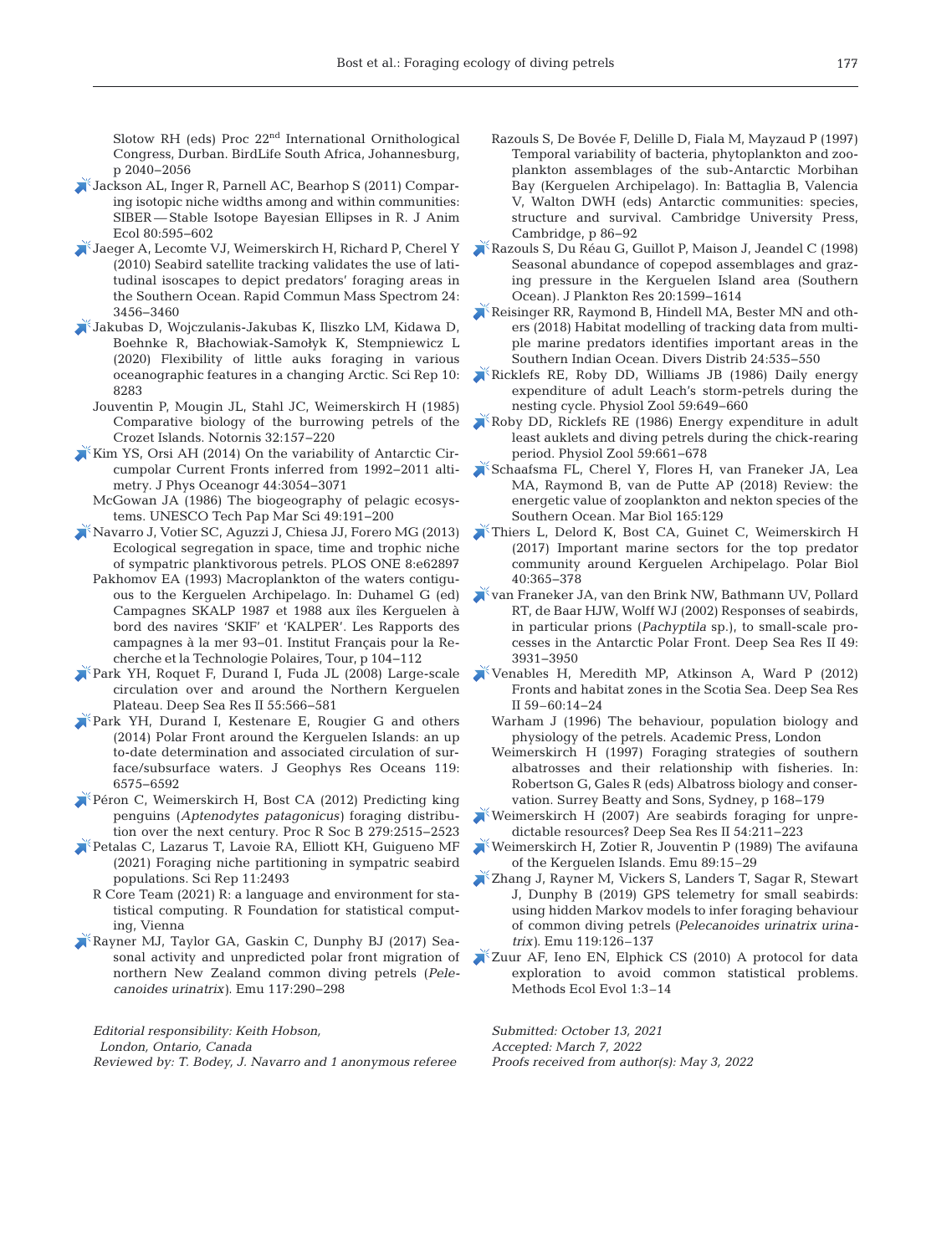Slotow RH (eds) Proc 22nd International Ornithological Congress, Durban. BirdLife South Africa, Johannesburg, p 2040–2056

Jackson AL, Inger R, Parnell AC, Bearhop S (2011) Comparing isotopic niche widths among and within communities: SIBER — Stable Isotope Bayesian Ellipses in R. J Anim Ecol 80:595–602

Jaeger A, Lecomte VJ, Weimerskirch H, Richard P, Cherel Y (2010) Seabird satellite tracking validates the use of latitudinal isoscapes to depict predators' foraging areas in the Southern Ocean. Rapid Commun Mass Spectrom 24: 3456–3460

Jakubas D, Wojczulanis-Jakubas K, Iliszko LM, Kidawa D, Boehnke R, Błachowiak-Samołyk K, Stempniewicz L (2020) Flexibility of little auks foraging in various oceanographic features in a changing Arctic. Sci Rep 10: 8283

Jouventin P, Mougin JL, Stahl JC, Weimerskirch H (1985) Comparative biology of the burrowing petrels of the Crozet Islands. Notornis 32:157–220

Kim YS, Orsi AH (2014) On the variability of Antarctic Circumpolar Current Fronts inferred from 1992–2011 altimetry. J Phys Oceanogr 44:3054–3071

McGowan JA (1986) The biogeography of pelagic ecosystems. UNESCO Tech Pap Mar Sci 49:191–200

Navarro J, Votier SC, Aguzzi J, Chiesa JJ, Forero MG (2013) Ecological segregation in space, time and trophic niche of sympatric planktivorous petrels. PLOS ONE 8:e62897

Pakhomov EA (1993) Macroplankton of the waters contiguous to the Kerguelen Archipelago. In: Duhamel G (ed) Campagnes SKALP 1987 et 1988 aux îles Kerguelen à bord des navires 'SKIF' et 'KALPER'. Les Rapports des campagnes à la mer 93–01. Institut Français pour la Recherche et la Technologie Polaires, Tour, p 104–112

Park YH, Roquet F, Durand I, Fuda JL (2008) Large-scale circulation over and around the Northern Kerguelen Plateau. Deep Sea Res II 55:566–581

Park YH, Durand I, Kestenare E, Rougier G and others (2014) Polar Front around the Kerguelen Islands: an up to-date determination and associated circulation of surface/subsurface waters. J Geophys Res Oceans 119: 6575–6592

Péron C, Weimerskirch H, Bost CA (2012) Predicting king penguins (*Aptenodytes patagonicus*) foraging distribution over the next century. Proc R Soc B 279:2515–2523

Petalas C, Lazarus T, Lavoie RA, Elliott KH, Guigueno MF (2021) Foraging niche partitioning in sympatric seabird populations. Sci Rep 11:2493

R Core Team (2021) R: a language and environment for statistical computing. R Foundation for statistical computing, Vienna

Rayner MJ, Taylor GA, Gaskin C, Dunphy BJ (2017) Seasonal activity and unpredicted polar front migration of northern New Zealand common diving petrels (*Pelecanoides urinatrix*). Emu 117:290–298

Razouls S, De Bovée F, Delille D, Fiala M, Mayzaud P (1997) Temporal variability of bacteria, phytoplankton and zooplankton assemblages of the sub-Antarctic Morbihan Bay (Kerguelen Archipelago). In: Battaglia B, Valencia V, Walton DWH (eds) Antarctic communities: species, structure and survival. Cambridge University Press, Cambridge, p 86–92

Razouls S, Du Réau G, Guillot P, Maison J, Jeandel C (1998) Seasonal abundance of copepod assemblages and grazing pressure in the Kerguelen Island area (Southern Ocean). J Plankton Res 20:1599–1614

Reisinger RR, Raymond B, Hindell MA, Bester MN and others (2018) Habitat modelling of tracking data from multiple marine predators identifies important areas in the Southern Indian Ocean. Divers Distrib 24:535–550

Ricklefs RE, Roby DD, Williams JB (1986) Daily energy expenditure of adult Leach's storm-petrels during the nesting cycle. Physiol Zool 59:649–660

Roby DD, Ricklefs RE (1986) Energy expenditure in adult least auklets and diving petrels during the chick-rearing period. Physiol Zool 59:661–678

Schaafsma FL, Cherel Y, Flores H, van Franeker JA, Lea MA, Raymond B, van de Putte AP (2018) Review: the energetic value of zooplankton and nekton species of the Southern Ocean. Mar Biol 165:129

Thiers L, Delord K, Bost CA, Guinet C, Weimerskirch H (2017) Important marine sectors for the top predator community around Kerguelen Archipelago. Polar Biol 40:365–378

van Franeker JA, van den Brink NW, Bathmann UV, Pollard RT, de Baar HJW, Wolff WJ (2002) Responses of seabirds, in particular prions (*Pachyptila* sp.), to small-scale processes in the Antarctic Polar Front. Deep Sea Res II 49: 3931–3950

Venables H, Meredith MP, Atkinson A, Ward P (2012) Fronts and habitat zones in the Scotia Sea. Deep Sea Res II 59–60:14–24

Warham J (1996) The behaviour, population biology and physiology of the petrels. Academic Press, London

Weimerskirch H (1997) Foraging strategies of southern albatrosses and their relationship with fisheries. In: Robertson G, Gales R (eds) Albatross biology and conservation. Surrey Beatty and Sons, Sydney, p 168–179

Weimerskirch H (2007) Are seabirds foraging for unpredictable resources? Deep Sea Res II 54:211–223

Weimerskirch H, Zotier R, Jouventin P (1989) The avifauna of the Kerguelen Islands. Emu 89:15–29

Zhang J, Rayner M, Vickers S, Landers T, Sagar R, Stewart J, Dunphy B (2019) GPS telemetry for small seabirds: using hidden Markov models to infer foraging behaviour of common diving petrels (*Pelecanoides urinatrix urinatrix*). Emu 119:126–137

Zuur AF, Ieno EN, Elphick CS (2010) A protocol for data exploration to avoid common statistical problems. Methods Ecol Evol 1:3–14

*Editorial responsibility: Keith Hobson, London, Ontario, Canada*
*Reviewed by: T. Bodey, J. Navarro and 1 anonymous referee*

*Submitted: October 13, 2021*
*Accepted: March 7, 2022*
*Proofs received from author(s): May 3, 2022*